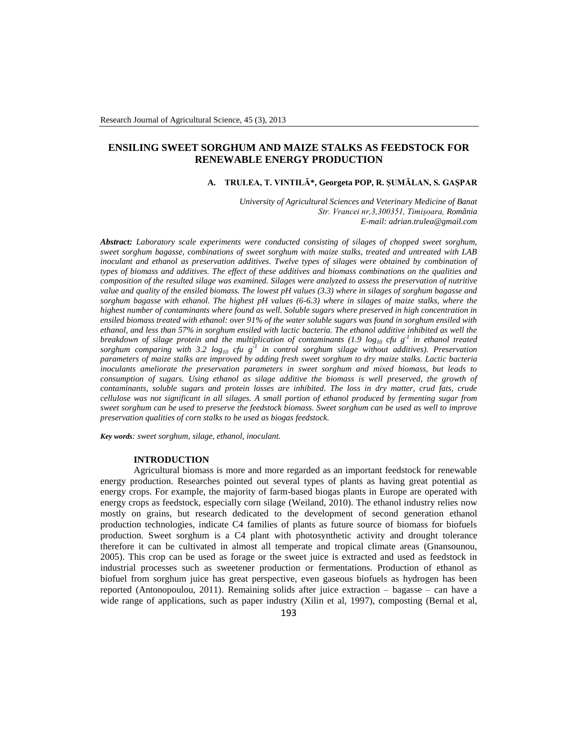# ENSILING SWEET SORGHUM AND MAIZE STALKS AS FEEDSTOCK FOR RENEWABLE ENERGY PRODUCTION

**A. TRULEA, T. VINTILĂ*, Georgeta POP, R. ȘUMĂLAN, S. GAȘPAR**

*University of Agricultural Sciences and Veterinary Medicine of Banat*
*Str. Vrancei nr,3,300351, Timişoara, România*
*E-mail: adrian.trulea@gmail.com*

***Abstract:*** *Laboratory scale experiments were conducted consisting of silages of chopped sweet sorghum, sweet sorghum bagasse, combinations of sweet sorghum with maize stalks, treated and untreated with LAB inoculant and ethanol as preservation additives. Twelve types of silages were obtained by combination of types of biomass and additives. The effect of these additives and biomass combinations on the qualities and composition of the resulted silage was examined. Silages were analyzed to assess the preservation of nutritive value and quality of the ensiled biomass. The lowest pH values (3.3) where in silages of sorghum bagasse and sorghum bagasse with ethanol. The highest pH values (6-6.3) where in silages of maize stalks, where the highest number of contaminants where found as well. Soluble sugars where preserved in high concentration in ensiled biomass treated with ethanol: over 91% of the water soluble sugars was found in sorghum ensiled with ethanol, and less than 57% in sorghum ensiled with lactic bacteria. The ethanol additive inhibited as well the breakdown of silage protein and the multiplication of contaminants (1.9 $\log_{10}$ cfu $g^{-1}$ in ethanol treated sorghum comparing with 3.2 $\log_{10}$ cfu $g^{-1}$ in control sorghum silage without additives). Preservation parameters of maize stalks are improved by adding fresh sweet sorghum to dry maize stalks. Lactic bacteria inoculants ameliorate the preservation parameters in sweet sorghum and mixed biomass, but leads to consumption of sugars. Using ethanol as silage additive the biomass is well preserved, the growth of contaminants, soluble sugars and protein losses are inhibited. The loss in dry matter, crud fats, crude cellulose was not significant in all silages. A small portion of ethanol produced by fermenting sugar from sweet sorghum can be used to preserve the feedstock biomass. Sweet sorghum can be used as well to improve preservation qualities of corn stalks to be used as biogas feedstock.*

***Key words****: sweet sorghum, silage, ethanol, inoculant.*

## INTRODUCTION

Agricultural biomass is more and more regarded as an important feedstock for renewable energy production. Researches pointed out several types of plants as having great potential as energy crops. For example, the majority of farm-based biogas plants in Europe are operated with energy crops as feedstock, especially corn silage (Weiland, 2010). The ethanol industry relies now mostly on grains, but research dedicated to the development of second generation ethanol production technologies, indicate C4 families of plants as future source of biomass for biofuels production. Sweet sorghum is a C4 plant with photosynthetic activity and drought tolerance therefore it can be cultivated in almost all temperate and tropical climate areas (Gnansounou, 2005). This crop can be used as forage or the sweet juice is extracted and used as feedstock in industrial processes such as sweetener production or fermentations. Production of ethanol as biofuel from sorghum juice has great perspective, even gaseous biofuels as hydrogen has been reported (Antonopoulou, 2011). Remaining solids after juice extraction – bagasse – can have a wide range of applications, such as paper industry (Xilin et al, 1997), composting (Bernal et al,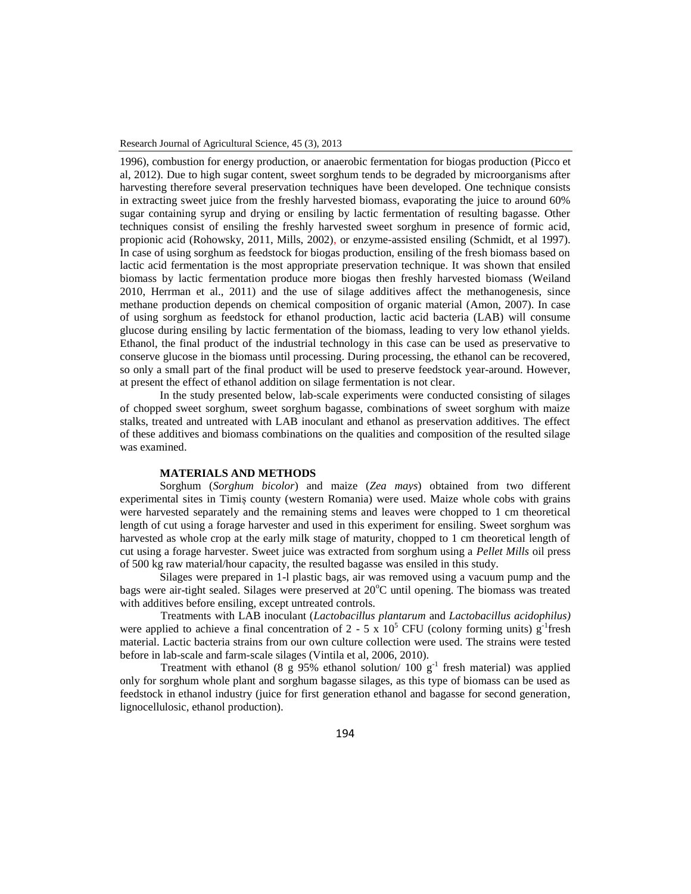1996), combustion for energy production, or anaerobic fermentation for biogas production (Picco et al, 2012). Due to high sugar content, sweet sorghum tends to be degraded by microorganisms after harvesting therefore several preservation techniques have been developed. One technique consists in extracting sweet juice from the freshly harvested biomass, evaporating the juice to around 60% sugar containing syrup and drying or ensiling by lactic fermentation of resulting bagasse. Other techniques consist of ensiling the freshly harvested sweet sorghum in presence of formic acid, propionic acid (Rohowsky, 2011, Mills, 2002), or enzyme-assisted ensiling (Schmidt, et al 1997). In case of using sorghum as feedstock for biogas production, ensiling of the fresh biomass based on lactic acid fermentation is the most appropriate preservation technique. It was shown that ensiled biomass by lactic fermentation produce more biogas then freshly harvested biomass (Weiland 2010, Herrman et al., 2011) and the use of silage additives affect the methanogenesis, since methane production depends on chemical composition of organic material (Amon, 2007). In case of using sorghum as feedstock for ethanol production, lactic acid bacteria (LAB) will consume glucose during ensiling by lactic fermentation of the biomass, leading to very low ethanol yields. Ethanol, the final product of the industrial technology in this case can be used as preservative to conserve glucose in the biomass until processing. During processing, the ethanol can be recovered, so only a small part of the final product will be used to preserve feedstock year-around. However, at present the effect of ethanol addition on silage fermentation is not clear.

In the study presented below, lab-scale experiments were conducted consisting of silages of chopped sweet sorghum, sweet sorghum bagasse, combinations of sweet sorghum with maize stalks, treated and untreated with LAB inoculant and ethanol as preservation additives. The effect of these additives and biomass combinations on the qualities and composition of the resulted silage was examined.

## MATERIALS AND METHODS

Sorghum (*Sorghum bicolor*) and maize (*Zea mays*) obtained from two different experimental sites in Timiș county (western Romania) were used. Maize whole cobs with grains were harvested separately and the remaining stems and leaves were chopped to 1 cm theoretical length of cut using a forage harvester and used in this experiment for ensiling. Sweet sorghum was harvested as whole crop at the early milk stage of maturity, chopped to 1 cm theoretical length of cut using a forage harvester. Sweet juice was extracted from sorghum using a *Pellet Mills* oil press of 500 kg raw material/hour capacity, the resulted bagasse was ensiled in this study.

Silages were prepared in 1-l plastic bags, air was removed using a vacuum pump and the bags were air-tight sealed. Silages were preserved at 20°C until opening. The biomass was treated with additives before ensiling, except untreated controls.

Treatments with LAB inoculant (*Lactobacillus plantarum* and *Lactobacillus acidophilus)* were applied to achieve a final concentration of 2 - 5 x $10^5$ CFU (colony forming units) $g^{-1}$fresh material. Lactic bacteria strains from our own culture collection were used. The strains were tested before in lab-scale and farm-scale silages (Vintila et al, 2006, 2010).

Treatment with ethanol (8 g 95% ethanol solution/ 100 $g^{-1}$ fresh material) was applied only for sorghum whole plant and sorghum bagasse silages, as this type of biomass can be used as feedstock in ethanol industry (juice for first generation ethanol and bagasse for second generation, lignocellulosic, ethanol production).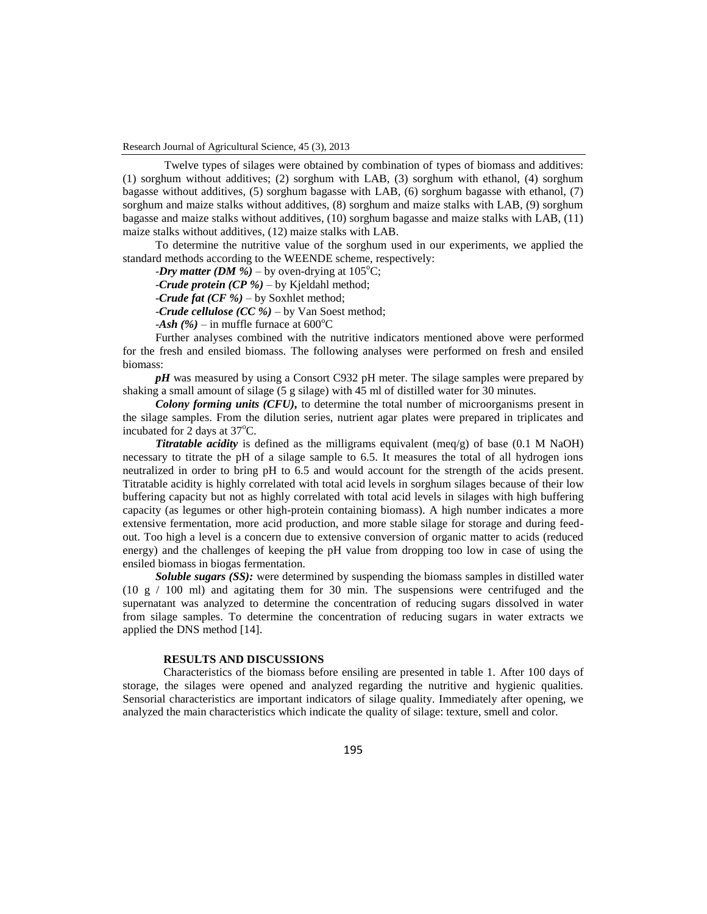Twelve types of silages were obtained by combination of types of biomass and additives: (1) sorghum without additives; (2) sorghum with LAB, (3) sorghum with ethanol, (4) sorghum bagasse without additives, (5) sorghum bagasse with LAB, (6) sorghum bagasse with ethanol, (7) sorghum and maize stalks without additives, (8) sorghum and maize stalks with LAB, (9) sorghum bagasse and maize stalks without additives, (10) sorghum bagasse and maize stalks with LAB, (11) maize stalks without additives, (12) maize stalks with LAB.

To determine the nutritive value of the sorghum used in our experiments, we applied the standard methods according to the WEENDE scheme, respectively:

-***Dry matter (DM %)*** – by oven-drying at $105^{o}C$;

-***Crude protein (CP %)*** – by Kjeldahl method;

-***Crude fat (CF %)*** – by Soxhlet method;

-***Crude cellulose (CC %)*** – by Van Soest method;

-***Ash (%)*** – in muffle furnace at $600^{o}C$

Further analyses combined with the nutritive indicators mentioned above were performed for the fresh and ensiled biomass. The following analyses were performed on fresh and ensiled biomass:

***pH*** was measured by using a Consort C932 pH meter. The silage samples were prepared by shaking a small amount of silage (5 g silage) with 45 ml of distilled water for 30 minutes.

***Colony forming units (CFU),*** to determine the total number of microorganisms present in the silage samples. From the dilution series, nutrient agar plates were prepared in triplicates and incubated for 2 days at $37^{o}C$.

***Titratable acidity*** is defined as the milligrams equivalent (meq/g) of base (0.1 M NaOH) necessary to titrate the pH of a silage sample to 6.5. It measures the total of all hydrogen ions neutralized in order to bring pH to 6.5 and would account for the strength of the acids present. Titratable acidity is highly correlated with total acid levels in sorghum silages because of their low buffering capacity but not as highly correlated with total acid levels in silages with high buffering capacity (as legumes or other high-protein containing biomass). A high number indicates a more extensive fermentation, more acid production, and more stable silage for storage and during feed-out. Too high a level is a concern due to extensive conversion of organic matter to acids (reduced energy) and the challenges of keeping the pH value from dropping too low in case of using the ensiled biomass in biogas fermentation.

***Soluble sugars (SS):*** were determined by suspending the biomass samples in distilled water (10 g / 100 ml) and agitating them for 30 min. The suspensions were centrifuged and the supernatant was analyzed to determine the concentration of reducing sugars dissolved in water from silage samples. To determine the concentration of reducing sugars in water extracts we applied the DNS method [14].

## RESULTS AND DISCUSSIONS

Characteristics of the biomass before ensiling are presented in table 1. After 100 days of storage, the silages were opened and analyzed regarding the nutritive and hygienic qualities. Sensorial characteristics are important indicators of silage quality. Immediately after opening, we analyzed the main characteristics which indicate the quality of silage: texture, smell and color.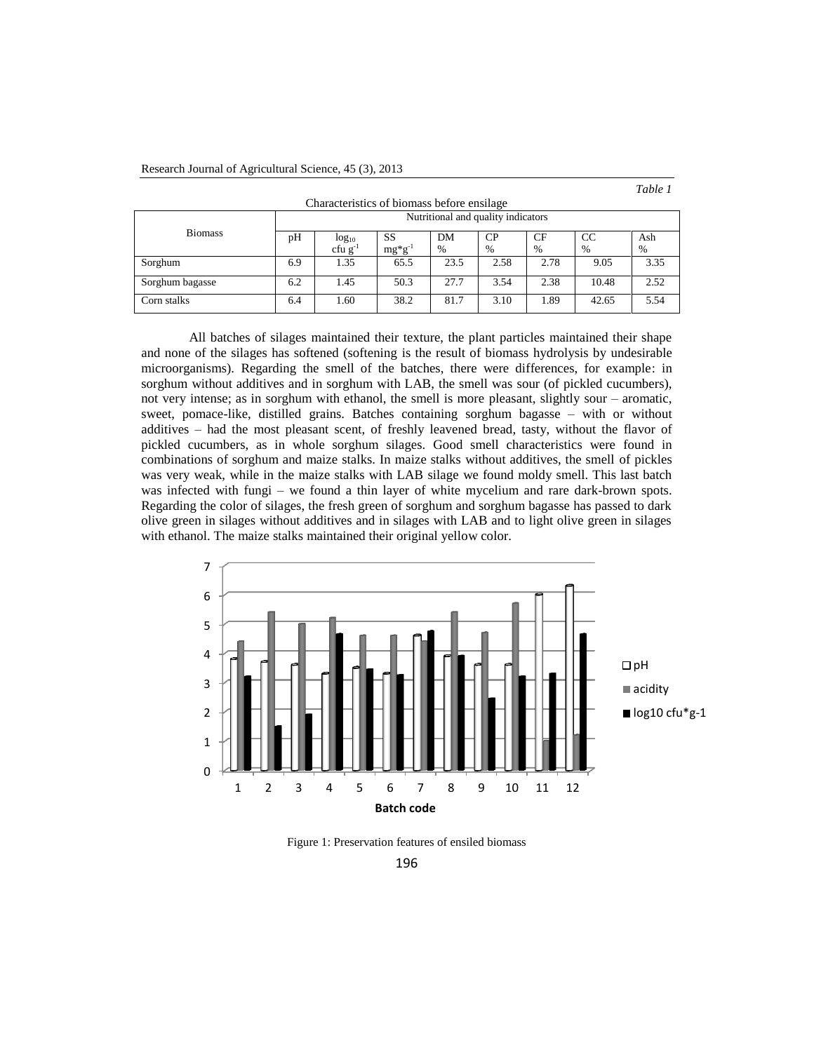*Table 1*

Characteristics of biomass before ensilage

| Biomass | Nutritional and quality indicators | | | | | | | |
|---|---|---|---|---|---|---|---|---|
| | pH | $\log_{10}$ cfu $g^{-1}$ | SS $mg*g^{-1}$ | DM % | CP % | CF % | CC % | Ash % |
| Sorghum | 6.9 | 1.35 | 65.5 | 23.5 | 2.58 | 2.78 | 9.05 | 3.35 |
| Sorghum bagasse | 6.2 | 1.45 | 50.3 | 27.7 | 3.54 | 2.38 | 10.48 | 2.52 |
| Corn stalks | 6.4 | 1.60 | 38.2 | 81.7 | 3.10 | 1.89 | 42.65 | 5.54 |

All batches of silages maintained their texture, the plant particles maintained their shape and none of the silages has softened (softening is the result of biomass hydrolysis by undesirable microorganisms). Regarding the smell of the batches, there were differences, for example: in sorghum without additives and in sorghum with LAB, the smell was sour (of pickled cucumbers), not very intense; as in sorghum with ethanol, the smell is more pleasant, slightly sour – aromatic, sweet, pomace-like, distilled grains. Batches containing sorghum bagasse – with or without additives – had the most pleasant scent, of freshly leavened bread, tasty, without the flavor of pickled cucumbers, as in whole sorghum silages. Good smell characteristics were found in combinations of sorghum and maize stalks. In maize stalks without additives, the smell of pickles was very weak, while in the maize stalks with LAB silage we found moldy smell. This last batch was infected with fungi – we found a thin layer of white mycelium and rare dark-brown spots. Regarding the color of silages, the fresh green of sorghum and sorghum bagasse has passed to dark olive green in silages without additives and in silages with LAB and to light olive green in silages with ethanol. The maize stalks maintained their original yellow color.

Figure 1: Preservation features of ensiled biomass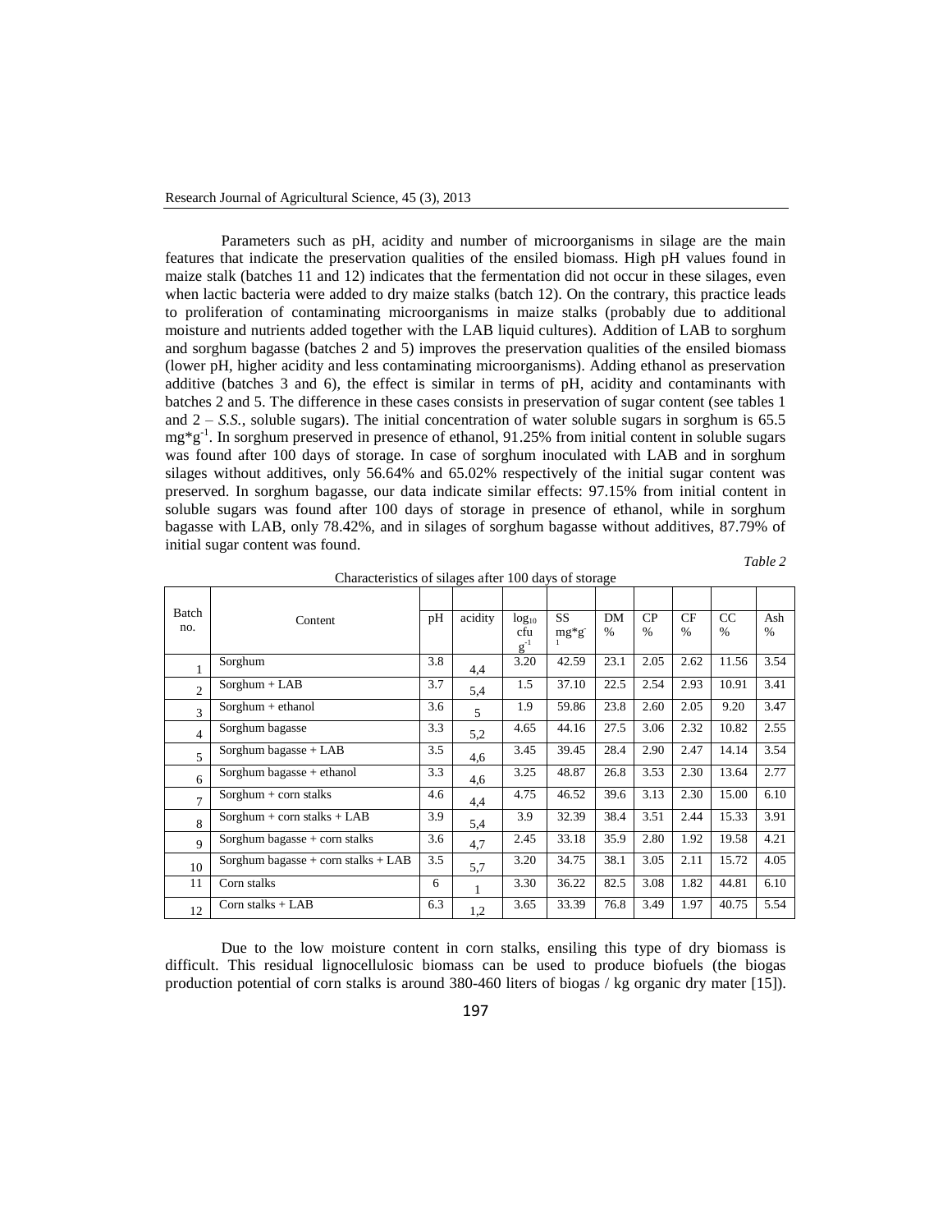Parameters such as pH, acidity and number of microorganisms in silage are the main features that indicate the preservation qualities of the ensiled biomass. High pH values found in maize stalk (batches 11 and 12) indicates that the fermentation did not occur in these silages, even when lactic bacteria were added to dry maize stalks (batch 12). On the contrary, this practice leads to proliferation of contaminating microorganisms in maize stalks (probably due to additional moisture and nutrients added together with the LAB liquid cultures). Addition of LAB to sorghum and sorghum bagasse (batches 2 and 5) improves the preservation qualities of the ensiled biomass (lower pH, higher acidity and less contaminating microorganisms). Adding ethanol as preservation additive (batches 3 and 6), the effect is similar in terms of pH, acidity and contaminants with batches 2 and 5. The difference in these cases consists in preservation of sugar content (see tables 1 and 2 – *S.S.*, soluble sugars). The initial concentration of water soluble sugars in sorghum is 65.5 $mg*g^{-1}$. In sorghum preserved in presence of ethanol, 91.25% from initial content in soluble sugars was found after 100 days of storage. In case of sorghum inoculated with LAB and in sorghum silages without additives, only 56.64% and 65.02% respectively of the initial sugar content was preserved. In sorghum bagasse, our data indicate similar effects: 97.15% from initial content in soluble sugars was found after 100 days of storage in presence of ethanol, while in sorghum bagasse with LAB, only 78.42%, and in silages of sorghum bagasse without additives, 87.79% of initial sugar content was found.

*Table 2*

Characteristics of silages after 100 days of storage

| Batch no. | Content | pH | acidity | $log_{10}$ cfu $g^{-1}$ | SS $mg*g^{-1}$ | DM % | CP % | CF % | CC % | Ash % |
|---|---|---|---|---|---|---|---|---|---|---|
| 1 | Sorghum | 3.8 | 4,4 | 3.20 | 42.59 | 23.1 | 2.05 | 2.62 | 11.56 | 3.54 |
| 2 | Sorghum + LAB | 3.7 | 5,4 | 1.5 | 37.10 | 22.5 | 2.54 | 2.93 | 10.91 | 3.41 |
| 3 | Sorghum + ethanol | 3.6 | 5 | 1.9 | 59.86 | 23.8 | 2.60 | 2.05 | 9.20 | 3.47 |
| 4 | Sorghum bagasse | 3.3 | 5,2 | 4.65 | 44.16 | 27.5 | 3.06 | 2.32 | 10.82 | 2.55 |
| 5 | Sorghum bagasse + LAB | 3.5 | 4,6 | 3.45 | 39.45 | 28.4 | 2.90 | 2.47 | 14.14 | 3.54 |
| 6 | Sorghum bagasse + ethanol | 3.3 | 4,6 | 3.25 | 48.87 | 26.8 | 3.53 | 2.30 | 13.64 | 2.77 |
| 7 | Sorghum + corn stalks | 4.6 | 4,4 | 4.75 | 46.52 | 39.6 | 3.13 | 2.30 | 15.00 | 6.10 |
| 8 | Sorghum + corn stalks + LAB | 3.9 | 5,4 | 3.9 | 32.39 | 38.4 | 3.51 | 2.44 | 15.33 | 3.91 |
| 9 | Sorghum bagasse + corn stalks | 3.6 | 4,7 | 2.45 | 33.18 | 35.9 | 2.80 | 1.92 | 19.58 | 4.21 |
| 10 | Sorghum bagasse + corn stalks + LAB | 3.5 | 5,7 | 3.20 | 34.75 | 38.1 | 3.05 | 2.11 | 15.72 | 4.05 |
| 11 | Corn stalks | 6 | 1 | 3.30 | 36.22 | 82.5 | 3.08 | 1.82 | 44.81 | 6.10 |
| 12 | Corn stalks + LAB | 6.3 | 1,2 | 3.65 | 33.39 | 76.8 | 3.49 | 1.97 | 40.75 | 5.54 |

Due to the low moisture content in corn stalks, ensiling this type of dry biomass is difficult. This residual lignocellulosic biomass can be used to produce biofuels (the biogas production potential of corn stalks is around 380-460 liters of biogas / kg organic dry mater [15]).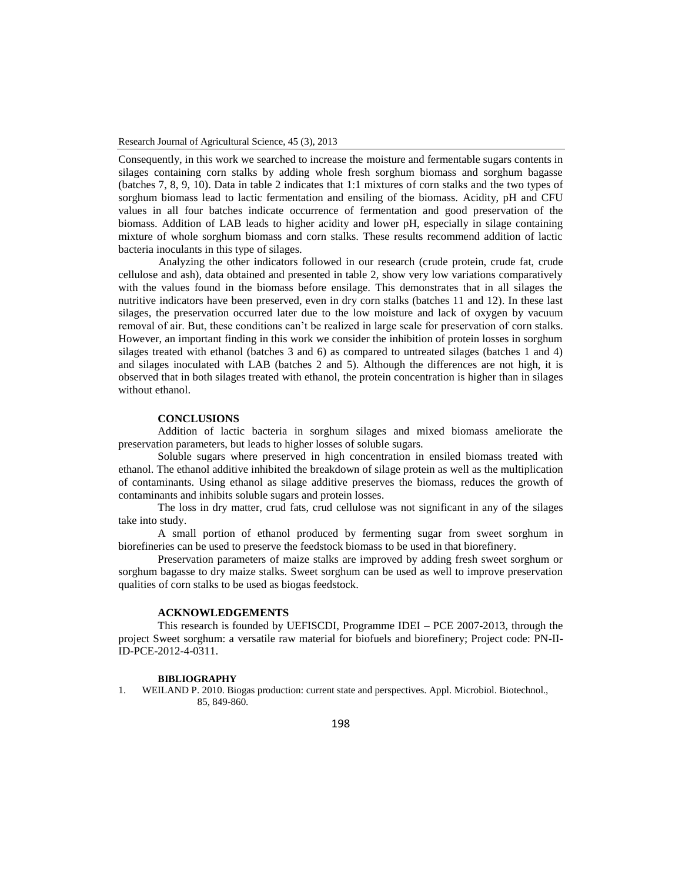Consequently, in this work we searched to increase the moisture and fermentable sugars contents in silages containing corn stalks by adding whole fresh sorghum biomass and sorghum bagasse (batches 7, 8, 9, 10). Data in table 2 indicates that 1:1 mixtures of corn stalks and the two types of sorghum biomass lead to lactic fermentation and ensiling of the biomass. Acidity, pH and CFU values in all four batches indicate occurrence of fermentation and good preservation of the biomass. Addition of LAB leads to higher acidity and lower pH, especially in silage containing mixture of whole sorghum biomass and corn stalks. These results recommend addition of lactic bacteria inoculants in this type of silages.

Analyzing the other indicators followed in our research (crude protein, crude fat, crude cellulose and ash), data obtained and presented in table 2, show very low variations comparatively with the values found in the biomass before ensilage. This demonstrates that in all silages the nutritive indicators have been preserved, even in dry corn stalks (batches 11 and 12). In these last silages, the preservation occurred later due to the low moisture and lack of oxygen by vacuum removal of air. But, these conditions can't be realized in large scale for preservation of corn stalks. However, an important finding in this work we consider the inhibition of protein losses in sorghum silages treated with ethanol (batches 3 and 6) as compared to untreated silages (batches 1 and 4) and silages inoculated with LAB (batches 2 and 5). Although the differences are not high, it is observed that in both silages treated with ethanol, the protein concentration is higher than in silages without ethanol.

## CONCLUSIONS

Addition of lactic bacteria in sorghum silages and mixed biomass ameliorate the preservation parameters, but leads to higher losses of soluble sugars.

Soluble sugars where preserved in high concentration in ensiled biomass treated with ethanol. The ethanol additive inhibited the breakdown of silage protein as well as the multiplication of contaminants. Using ethanol as silage additive preserves the biomass, reduces the growth of contaminants and inhibits soluble sugars and protein losses.

The loss in dry matter, crud fats, crud cellulose was not significant in any of the silages take into study.

A small portion of ethanol produced by fermenting sugar from sweet sorghum in biorefineries can be used to preserve the feedstock biomass to be used in that biorefinery.

Preservation parameters of maize stalks are improved by adding fresh sweet sorghum or sorghum bagasse to dry maize stalks. Sweet sorghum can be used as well to improve preservation qualities of corn stalks to be used as biogas feedstock.

## ACKNOWLEDGEMENTS

This research is founded by UEFISCDI, Programme IDEI – PCE 2007-2013, through the project Sweet sorghum: a versatile raw material for biofuels and biorefinery; Project code: PN-II-ID-PCE-2012-4-0311.

## BIBLIOGRAPHY

1. WEILAND P. 2010. Biogas production: current state and perspectives. Appl. Microbiol. Biotechnol., 85, 849-860.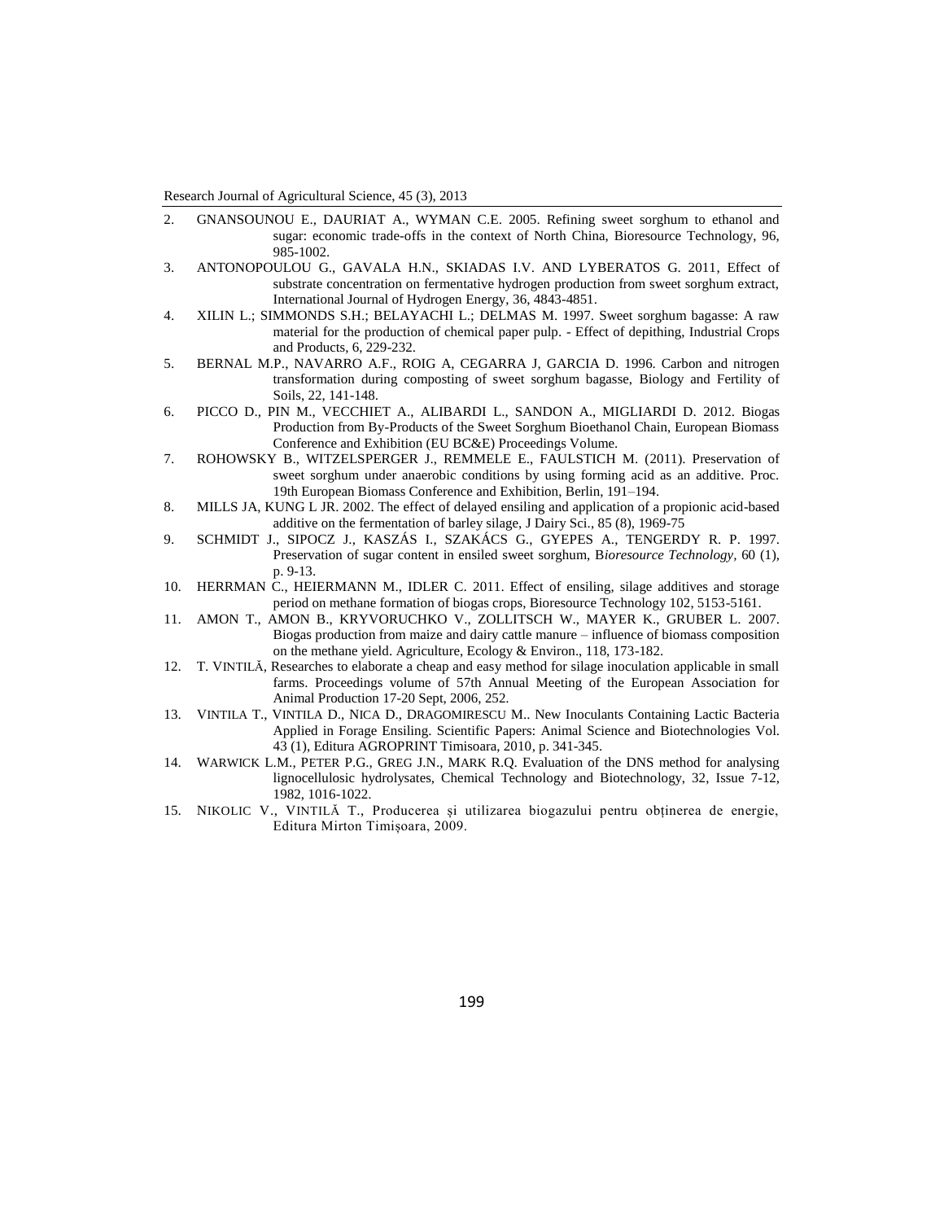2. GNANSOUNOU E., DAURIAT A., WYMAN C.E. 2005. Refining sweet sorghum to ethanol and sugar: economic trade-offs in the context of North China, Bioresource Technology, 96, 985-1002.
3. ANTONOPOULOU G., GAVALA H.N., SKIADAS I.V. AND LYBERATOS G. 2011, Effect of substrate concentration on fermentative hydrogen production from sweet sorghum extract, International Journal of Hydrogen Energy, 36, 4843-4851.
4. XILIN L.; SIMMONDS S.H.; BELAYACHI L.; DELMAS M. 1997. Sweet sorghum bagasse: A raw material for the production of chemical paper pulp. - Effect of depithing, Industrial Crops and Products, 6, 229-232.
5. BERNAL M.P., NAVARRO A.F., ROIG A, CEGARRA J, GARCIA D. 1996. Carbon and nitrogen transformation during composting of sweet sorghum bagasse, Biology and Fertility of Soils, 22, 141-148.
6. PICCO D., PIN M., VECCHIET A., ALIBARDI L., SANDON A., MIGLIARDI D. 2012. Biogas Production from By-Products of the Sweet Sorghum Bioethanol Chain, European Biomass Conference and Exhibition (EU BC&E) Proceedings Volume.
7. ROHOWSKY B., WITZELSPERGER J., REMMELE E., FAULSTICH M. (2011). Preservation of sweet sorghum under anaerobic conditions by using forming acid as an additive. Proc. 19th European Biomass Conference and Exhibition, Berlin, 191–194.
8. MILLS JA, KUNG L JR. 2002. The effect of delayed ensiling and application of a propionic acid-based additive on the fermentation of barley silage, J Dairy Sci., 85 (8), 1969-75
9. SCHMIDT J., SIPOCZ J., KASZÁS I., SZAKÁCS G., GYEPES A., TENGERDY R. P. 1997. Preservation of sugar content in ensiled sweet sorghum, B*ioresource Technology*, 60 (1), p. 9-13.
10. HERRMAN C., HEIERMANN M., IDLER C. 2011. Effect of ensiling, silage additives and storage period on methane formation of biogas crops, Bioresource Technology 102, 5153-5161.
11. AMON T., AMON B., KRYVORUCHKO V., ZOLLITSCH W., MAYER K., GRUBER L. 2007. Biogas production from maize and dairy cattle manure – influence of biomass composition on the methane yield. Agriculture, Ecology & Environ., 118, 173-182.
12. T. VINTILĂ, Researches to elaborate a cheap and easy method for silage inoculation applicable in small farms. Proceedings volume of 57th Annual Meeting of the European Association for Animal Production 17-20 Sept, 2006, 252.
13. VINTILA T., VINTILA D., NICA D., DRAGOMIRESCU M.. New Inoculants Containing Lactic Bacteria Applied in Forage Ensiling. Scientific Papers: Animal Science and Biotechnologies Vol. 43 (1), Editura AGROPRINT Timisoara, 2010, p. 341-345.
14. WARWICK L.M., PETER P.G., GREG J.N., MARK R.Q. Evaluation of the DNS method for analysing lignocellulosic hydrolysates, Chemical Technology and Biotechnology, 32, Issue 7-12, 1982, 1016-1022.
15. NIKOLIC V., VINTILĂ T., Producerea și utilizarea biogazului pentru obținerea de energie, Editura Mirton Timișoara, 2009.